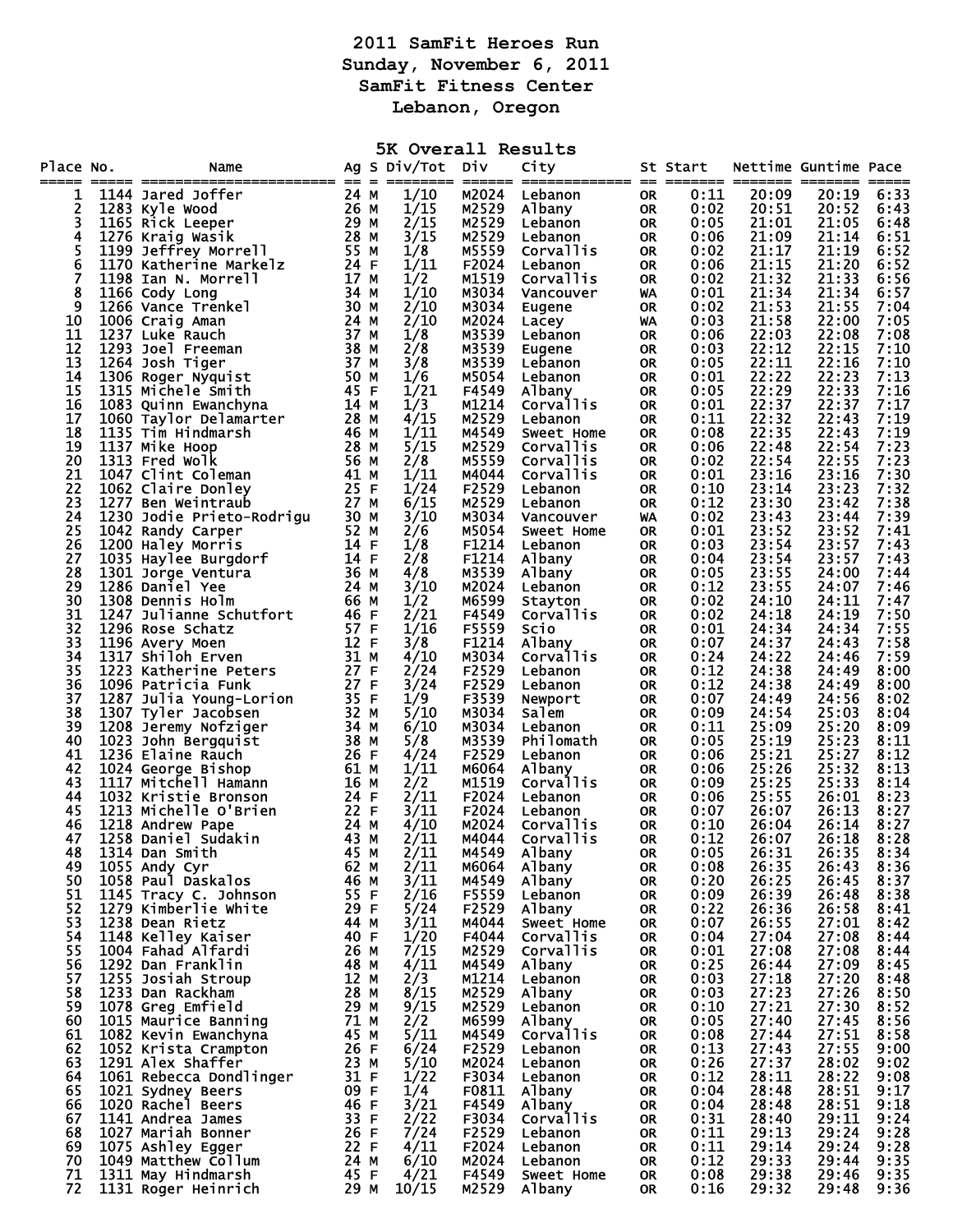# 2011 SamFit Heroes Run
## Sunday, November 6, 2011
## SamFit Fitness Center
## Lebanon, Oregon

### 5K Overall Results

| Place | No. | Name | Ag | S | Div/Tot | Div | City | St | Start | Nettime | Guntime | Pace |
|---|---|---|---|---|---|---|---|---|---|---|---|---|
| 1 | 1144 | Jared Joffer | 24 | M | 1/10 | M2024 | Lebanon | OR | 0:11 | 20:09 | 20:19 | 6:33 |
| 2 | 1283 | Kyle Wood | 26 | M | 1/15 | M2529 | Albany | OR | 0:02 | 20:51 | 20:52 | 6:43 |
| 3 | 1165 | Rick Leeper | 29 | M | 2/15 | M2529 | Lebanon | OR | 0:05 | 21:01 | 21:05 | 6:48 |
| 4 | 1276 | Kraig Wasik | 28 | M | 3/15 | M2529 | Lebanon | OR | 0:06 | 21:09 | 21:14 | 6:51 |
| 5 | 1199 | Jeffrey Morrell | 55 | M | 1/8 | M5559 | Corvallis | OR | 0:02 | 21:17 | 21:19 | 6:52 |
| 6 | 1170 | Katherine Markelz | 24 | F | 1/11 | F2024 | Lebanon | OR | 0:06 | 21:15 | 21:20 | 6:52 |
| 7 | 1198 | Ian N. Morrell | 17 | M | 1/2 | M1519 | Corvallis | OR | 0:02 | 21:32 | 21:33 | 6:56 |
| 8 | 1166 | Cody Long | 34 | M | 1/10 | M3034 | Vancouver | WA | 0:01 | 21:34 | 21:34 | 6:57 |
| 9 | 1266 | Vance Trenkel | 30 | M | 2/10 | M3034 | Eugene | OR | 0:02 | 21:53 | 21:55 | 7:04 |
| 10 | 1006 | Craig Aman | 24 | M | 2/10 | M2024 | Lacey | WA | 0:03 | 21:58 | 22:00 | 7:05 |
| 11 | 1237 | Luke Rauch | 37 | M | 1/8 | M3539 | Lebanon | OR | 0:06 | 22:03 | 22:08 | 7:08 |
| 12 | 1293 | Joel Freeman | 38 | M | 2/8 | M3539 | Eugene | OR | 0:03 | 22:12 | 22:15 | 7:10 |
| 13 | 1264 | Josh Tiger | 37 | M | 3/8 | M3539 | Lebanon | OR | 0:05 | 22:11 | 22:16 | 7:10 |
| 14 | 1306 | Roger Nyquist | 50 | M | 1/6 | M5054 | Lebanon | OR | 0:01 | 22:22 | 22:23 | 7:13 |
| 15 | 1315 | Michele Smith | 45 | F | 1/21 | F4549 | Albany | OR | 0:05 | 22:29 | 22:33 | 7:16 |
| 16 | 1083 | Quinn Ewanchyna | 14 | M | 1/3 | M1214 | Corvallis | OR | 0:01 | 22:37 | 22:37 | 7:17 |
| 17 | 1060 | Taylor Delamarter | 28 | M | 4/15 | M2529 | Lebanon | OR | 0:11 | 22:32 | 22:43 | 7:19 |
| 18 | 1135 | Tim Hindmarsh | 46 | M | 1/11 | M4549 | Sweet Home | OR | 0:08 | 22:35 | 22:43 | 7:19 |
| 19 | 1137 | Mike Hoop | 28 | M | 5/15 | M2529 | Corvallis | OR | 0:06 | 22:48 | 22:54 | 7:23 |
| 20 | 1313 | Fred Wolk | 56 | M | 2/8 | M5559 | Corvallis | OR | 0:02 | 22:54 | 22:55 | 7:23 |
| 21 | 1047 | Clint Coleman | 41 | M | 1/11 | M4044 | Corvallis | OR | 0:01 | 23:16 | 23:16 | 7:30 |
| 22 | 1062 | Claire Donley | 25 | F | 1/24 | F2529 | Lebanon | OR | 0:10 | 23:14 | 23:23 | 7:32 |
| 23 | 1277 | Ben Weintraub | 27 | M | 6/15 | M2529 | Lebanon | OR | 0:12 | 23:30 | 23:42 | 7:38 |
| 24 | 1230 | Jodie Prieto-Rodrigu | 30 | M | 3/10 | M3034 | Vancouver | WA | 0:02 | 23:43 | 23:44 | 7:39 |
| 25 | 1042 | Randy Carper | 52 | M | 2/6 | M5054 | Sweet Home | OR | 0:01 | 23:52 | 23:52 | 7:41 |
| 26 | 1200 | Haley Morris | 14 | F | 1/8 | F1214 | Lebanon | OR | 0:03 | 23:54 | 23:57 | 7:43 |
| 27 | 1035 | Haylee Burgdorf | 14 | F | 2/8 | F1214 | Albany | OR | 0:04 | 23:54 | 23:57 | 7:43 |
| 28 | 1301 | Jorge Ventura | 36 | M | 4/8 | M3539 | Albany | OR | 0:05 | 23:55 | 24:00 | 7:44 |
| 29 | 1286 | Daniel Yee | 24 | M | 3/10 | M2024 | Lebanon | OR | 0:12 | 23:55 | 24:07 | 7:46 |
| 30 | 1308 | Dennis Holm | 66 | M | 1/2 | M6599 | Stayton | OR | 0:02 | 24:10 | 24:11 | 7:47 |
| 31 | 1247 | Julianne Schutfort | 46 | F | 2/21 | F4549 | Corvallis | OR | 0:02 | 24:18 | 24:19 | 7:50 |
| 32 | 1296 | Rose Schatz | 57 | F | 1/16 | F5559 | Scio | OR | 0:01 | 24:34 | 24:34 | 7:55 |
| 33 | 1196 | Avery Moen | 12 | F | 3/8 | F1214 | Albany | OR | 0:07 | 24:37 | 24:43 | 7:58 |
| 34 | 1317 | Shiloh Erven | 31 | M | 4/10 | M3034 | Corvallis | OR | 0:24 | 24:22 | 24:46 | 7:59 |
| 35 | 1223 | Katherine Peters | 27 | F | 2/24 | F2529 | Lebanon | OR | 0:12 | 24:38 | 24:49 | 8:00 |
| 36 | 1096 | Patricia Funk | 27 | F | 3/24 | F2529 | Lebanon | OR | 0:12 | 24:38 | 24:49 | 8:00 |
| 37 | 1287 | Julia Young-Lorion | 35 | F | 1/9 | F3539 | Newport | OR | 0:07 | 24:49 | 24:56 | 8:02 |
| 38 | 1307 | Tyler Jacobsen | 32 | M | 5/10 | M3034 | Salem | OR | 0:09 | 24:54 | 25:03 | 8:04 |
| 39 | 1208 | Jeremy Nofziger | 34 | M | 6/10 | M3034 | Lebanon | OR | 0:11 | 25:09 | 25:20 | 8:09 |
| 40 | 1023 | John Bergquist | 38 | M | 5/8 | M3539 | Philomath | OR | 0:05 | 25:19 | 25:23 | 8:11 |
| 41 | 1236 | Elaine Rauch | 26 | F | 4/24 | F2529 | Lebanon | OR | 0:06 | 25:21 | 25:27 | 8:12 |
| 42 | 1024 | George Bishop | 61 | M | 1/11 | M6064 | Albany | OR | 0:06 | 25:26 | 25:32 | 8:13 |
| 43 | 1117 | Mitchell Hamann | 16 | M | 2/2 | M1519 | Corvallis | OR | 0:09 | 25:25 | 25:33 | 8:14 |
| 44 | 1032 | Kristie Bronson | 24 | F | 2/11 | F2024 | Lebanon | OR | 0:06 | 25:55 | 26:01 | 8:23 |
| 45 | 1213 | Michelle O'Brien | 22 | F | 3/11 | F2024 | Lebanon | OR | 0:07 | 26:07 | 26:13 | 8:27 |
| 46 | 1218 | Andrew Pape | 24 | M | 4/10 | M2024 | Corvallis | OR | 0:10 | 26:04 | 26:14 | 8:27 |
| 47 | 1258 | Daniel Sudakin | 43 | M | 2/11 | M4044 | Corvallis | OR | 0:12 | 26:07 | 26:18 | 8:28 |
| 48 | 1314 | Dan Smith | 45 | M | 2/11 | M4549 | Albany | OR | 0:05 | 26:31 | 26:35 | 8:34 |
| 49 | 1055 | Andy Cyr | 62 | M | 2/11 | M6064 | Albany | OR | 0:08 | 26:35 | 26:43 | 8:36 |
| 50 | 1058 | Paul Daskalos | 46 | M | 3/11 | M4549 | Albany | OR | 0:20 | 26:25 | 26:45 | 8:37 |
| 51 | 1145 | Tracy C. Johnson | 55 | F | 2/16 | F5559 | Lebanon | OR | 0:09 | 26:39 | 26:48 | 8:38 |
| 52 | 1279 | Kimberlie White | 29 | F | 5/24 | F2529 | Albany | OR | 0:22 | 26:36 | 26:58 | 8:41 |
| 53 | 1238 | Dean Rietz | 44 | M | 3/11 | M4044 | Sweet Home | OR | 0:07 | 26:55 | 27:01 | 8:42 |
| 54 | 1148 | Kelley Kaiser | 40 | F | 1/20 | F4044 | Corvallis | OR | 0:04 | 27:04 | 27:08 | 8:44 |
| 55 | 1004 | Fahad Alfardi | 26 | M | 7/15 | M2529 | Corvallis | OR | 0:01 | 27:08 | 27:08 | 8:44 |
| 56 | 1292 | Dan Franklin | 48 | M | 4/11 | M4549 | Albany | OR | 0:25 | 26:44 | 27:09 | 8:45 |
| 57 | 1255 | Josiah Stroup | 12 | M | 2/3 | M1214 | Lebanon | OR | 0:03 | 27:18 | 27:20 | 8:48 |
| 58 | 1233 | Dan Rackham | 28 | M | 8/15 | M2529 | Albany | OR | 0:03 | 27:23 | 27:26 | 8:50 |
| 59 | 1078 | Greg Emfield | 29 | M | 9/15 | M2529 | Lebanon | OR | 0:10 | 27:21 | 27:30 | 8:52 |
| 60 | 1015 | Maurice Banning | 71 | M | 2/2 | M6599 | Albany | OR | 0:05 | 27:40 | 27:45 | 8:56 |
| 61 | 1082 | Kevin Ewanchyna | 45 | M | 5/11 | M4549 | Corvallis | OR | 0:08 | 27:44 | 27:51 | 8:58 |
| 62 | 1052 | Krista Crampton | 26 | F | 6/24 | F2529 | Lebanon | OR | 0:13 | 27:43 | 27:55 | 9:00 |
| 63 | 1291 | Alex Shaffer | 23 | M | 5/10 | M2024 | Lebanon | OR | 0:26 | 27:37 | 28:02 | 9:02 |
| 64 | 1061 | Rebecca Dondlinger | 31 | F | 1/22 | F3034 | Lebanon | OR | 0:12 | 28:11 | 28:22 | 9:08 |
| 65 | 1021 | Sydney Beers | 09 | F | 1/4 | F0811 | Albany | OR | 0:04 | 28:48 | 28:51 | 9:17 |
| 66 | 1020 | Rachel Beers | 46 | F | 3/21 | F4549 | Albany | OR | 0:04 | 28:48 | 28:51 | 9:18 |
| 67 | 1141 | Andrea James | 33 | F | 2/22 | F3034 | Corvallis | OR | 0:31 | 28:40 | 29:11 | 9:24 |
| 68 | 1027 | Mariah Bonner | 26 | F | 7/24 | F2529 | Lebanon | OR | 0:11 | 29:13 | 29:24 | 9:28 |
| 69 | 1075 | Ashley Egger | 22 | F | 4/11 | F2024 | Lebanon | OR | 0:11 | 29:14 | 29:24 | 9:28 |
| 70 | 1049 | Matthew Collum | 24 | M | 6/10 | M2024 | Lebanon | OR | 0:12 | 29:33 | 29:44 | 9:35 |
| 71 | 1311 | May Hindmarsh | 45 | F | 4/21 | F4549 | Sweet Home | OR | 0:08 | 29:38 | 29:46 | 9:35 |
| 72 | 1131 | Roger Heinrich | 29 | M | 10/15 | M2529 | Albany | OR | 0:16 | 29:32 | 29:48 | 9:36 |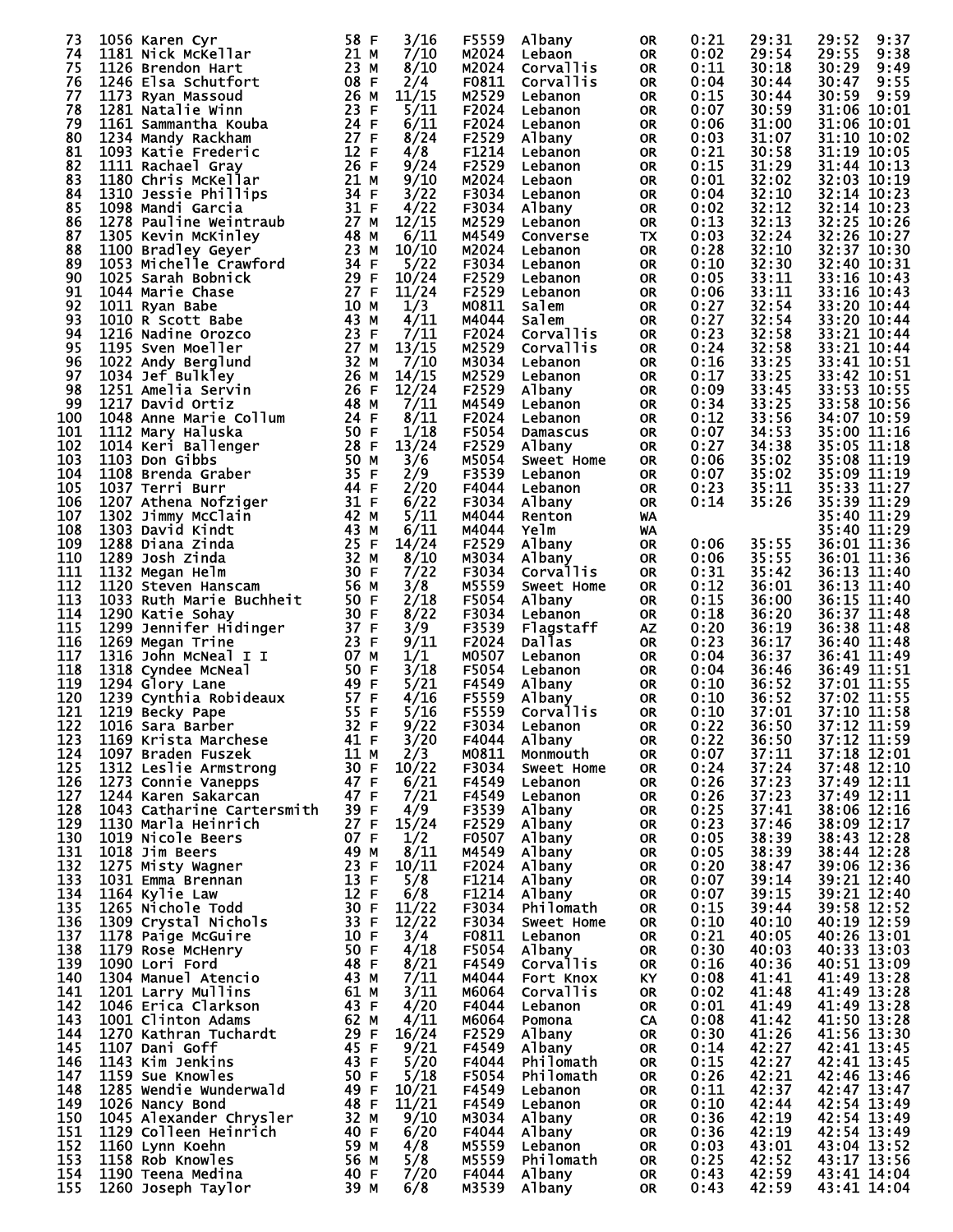| | | | | | | | | | | | |
|---|---|---|---|---|---|---|---|---|---|---|---|
| 73 | 1056 | Karen Cyr | 58 F | 3/16 | F5559 | Albany | OR | 0:21 | 29:31 | 29:52 | 9:37 |
| 74 | 1181 | Nick McKellar | 21 M | 7/10 | M2024 | Lebaon | OR | 0:02 | 29:54 | 29:55 | 9:38 |
| 75 | 1126 | Brendon Hart | 23 M | 8/10 | M2024 | Corvallis | OR | 0:11 | 30:18 | 30:29 | 9:49 |
| 76 | 1246 | Elsa Schutfort | 08 F | 2/4 | F0811 | Corvallis | OR | 0:04 | 30:44 | 30:47 | 9:55 |
| 77 | 1173 | Ryan Massoud | 26 M | 11/15 | M2529 | Lebanon | OR | 0:15 | 30:44 | 30:59 | 9:59 |
| 78 | 1281 | Natalie Winn | 23 F | 5/11 | F2024 | Lebanon | OR | 0:07 | 30:59 | 31:06 | 10:01 |
| 79 | 1161 | Sammantha Kouba | 24 F | 6/11 | F2024 | Lebanon | OR | 0:06 | 31:00 | 31:06 | 10:01 |
| 80 | 1234 | Mandy Rackham | 27 F | 8/24 | F2529 | Albany | OR | 0:03 | 31:07 | 31:10 | 10:02 |
| 81 | 1093 | Katie Frederic | 12 F | 4/8 | F1214 | Lebanon | OR | 0:21 | 30:58 | 31:19 | 10:05 |
| 82 | 1111 | Rachael Gray | 26 F | 9/24 | F2529 | Lebanon | OR | 0:15 | 31:29 | 31:44 | 10:13 |
| 83 | 1180 | Chris McKellar | 21 M | 9/10 | M2024 | Lebaon | OR | 0:01 | 32:02 | 32:03 | 10:19 |
| 84 | 1310 | Jessie Phillips | 34 F | 3/22 | F3034 | Lebanon | OR | 0:04 | 32:10 | 32:14 | 10:23 |
| 85 | 1098 | Mandi Garcia | 31 F | 4/22 | F3034 | Albany | OR | 0:02 | 32:12 | 32:14 | 10:23 |
| 86 | 1278 | Pauline Weintraub | 27 M | 12/15 | M2529 | Lebanon | OR | 0:13 | 32:13 | 32:25 | 10:26 |
| 87 | 1305 | Kevin McKinley | 48 M | 6/11 | M4549 | Converse | TX | 0:03 | 32:24 | 32:26 | 10:27 |
| 88 | 1100 | Bradley Geyer | 23 M | 10/10 | M2024 | Lebanon | OR | 0:28 | 32:10 | 32:37 | 10:30 |
| 89 | 1053 | Michelle Crawford | 34 F | 5/22 | F3034 | Lebanon | OR | 0:10 | 32:30 | 32:40 | 10:31 |
| 90 | 1025 | Sarah Bobnick | 29 F | 10/24 | F2529 | Lebanon | OR | 0:05 | 33:11 | 33:16 | 10:43 |
| 91 | 1044 | Marie Chase | 27 F | 11/24 | F2529 | Lebanon | OR | 0:06 | 33:11 | 33:16 | 10:43 |
| 92 | 1011 | Ryan Babe | 10 M | 1/3 | M0811 | Salem | OR | 0:27 | 32:54 | 33:20 | 10:44 |
| 93 | 1010 | R Scott Babe | 43 M | 4/11 | M4044 | Salem | OR | 0:27 | 32:54 | 33:20 | 10:44 |
| 94 | 1216 | Nadine Orozco | 23 F | 7/11 | F2024 | Corvallis | OR | 0:23 | 32:58 | 33:21 | 10:44 |
| 95 | 1195 | Sven Moeller | 27 M | 13/15 | M2529 | Corvallis | OR | 0:24 | 32:58 | 33:21 | 10:44 |
| 96 | 1022 | Andy Berglund | 32 M | 7/10 | M3034 | Lebanon | OR | 0:16 | 33:25 | 33:41 | 10:51 |
| 97 | 1034 | Jef Bulkley | 26 M | 14/15 | M2529 | Lebanon | OR | 0:17 | 33:25 | 33:42 | 10:51 |
| 98 | 1251 | Amelia Servin | 26 F | 12/24 | F2529 | Albany | OR | 0:09 | 33:45 | 33:53 | 10:55 |
| 99 | 1217 | David Ortiz | 48 M | 7/11 | M4549 | Lebanon | OR | 0:34 | 33:25 | 33:58 | 10:56 |
| 100 | 1048 | Anne Marie Collum | 24 F | 8/11 | F2024 | Lebanon | OR | 0:12 | 33:56 | 34:07 | 10:59 |
| 101 | 1112 | Mary Haluska | 50 F | 1/18 | F5054 | Damascus | OR | 0:07 | 34:53 | 35:00 | 11:16 |
| 102 | 1014 | Keri Ballenger | 28 F | 13/24 | F2529 | Albany | OR | 0:27 | 34:38 | 35:05 | 11:18 |
| 103 | 1103 | Don Gibbs | 50 M | 3/6 | M5054 | Sweet Home | OR | 0:06 | 35:02 | 35:08 | 11:19 |
| 104 | 1108 | Brenda Graber | 35 F | 2/9 | F3539 | Lebanon | OR | 0:07 | 35:02 | 35:09 | 11:19 |
| 105 | 1037 | Terri Burr | 44 F | 2/20 | F4044 | Lebanon | OR | 0:23 | 35:11 | 35:33 | 11:27 |
| 106 | 1207 | Athena Nofziger | 31 F | 6/22 | F3034 | Albany | OR | 0:14 | 35:26 | 35:39 | 11:29 |
| 107 | 1302 | Jimmy McClain | 42 M | 5/11 | M4044 | Renton | WA | | | 35:40 | 11:29 |
| 108 | 1303 | David Kindt | 43 M | 6/11 | M4044 | Yelm | WA | | | 35:40 | 11:29 |
| 109 | 1288 | Diana Zinda | 25 F | 14/24 | F2529 | Albany | OR | 0:06 | 35:55 | 36:01 | 11:36 |
| 110 | 1289 | Josh Zinda | 32 M | 8/10 | M3034 | Albany | OR | 0:06 | 35:55 | 36:01 | 11:36 |
| 111 | 1132 | Megan Helm | 30 F | 7/22 | F3034 | Corvallis | OR | 0:31 | 35:42 | 36:13 | 11:40 |
| 112 | 1120 | Steven Hanscam | 56 M | 3/8 | M5559 | Sweet Home | OR | 0:12 | 36:01 | 36:13 | 11:40 |
| 113 | 1033 | Ruth Marie Buchheit | 50 F | 2/18 | F5054 | Albany | OR | 0:15 | 36:00 | 36:15 | 11:40 |
| 114 | 1290 | Katie Sohay | 30 F | 8/22 | F3034 | Lebanon | OR | 0:18 | 36:20 | 36:37 | 11:48 |
| 115 | 1299 | Jennifer Hidinger | 37 F | 3/9 | F3539 | Flagstaff | AZ | 0:20 | 36:19 | 36:38 | 11:48 |
| 116 | 1269 | Megan Trine | 23 F | 9/11 | F2024 | Dallas | OR | 0:23 | 36:17 | 36:40 | 11:48 |
| 117 | 1316 | John McNeal I I | 07 M | 1/1 | M0507 | Lebanon | OR | 0:04 | 36:37 | 36:41 | 11:49 |
| 118 | 1318 | Cyndee McNeal | 50 F | 3/18 | F5054 | Lebanon | OR | 0:04 | 36:46 | 36:49 | 11:51 |
| 119 | 1294 | Glory Lane | 49 F | 5/21 | F4549 | Albany | OR | 0:10 | 36:52 | 37:01 | 11:55 |
| 120 | 1239 | Cynthia Robideaux | 57 F | 4/16 | F5559 | Albany | OR | 0:10 | 36:52 | 37:02 | 11:55 |
| 121 | 1219 | Becky Pape | 55 F | 5/16 | F5559 | Corvallis | OR | 0:10 | 37:01 | 37:10 | 11:58 |
| 122 | 1016 | Sara Barber | 32 F | 9/22 | F3034 | Lebanon | OR | 0:22 | 36:50 | 37:12 | 11:59 |
| 123 | 1169 | Krista Marchese | 41 F | 3/20 | F4044 | Albany | OR | 0:22 | 36:50 | 37:12 | 11:59 |
| 124 | 1097 | Braden Fuszek | 11 M | 2/3 | M0811 | Monmouth | OR | 0:07 | 37:11 | 37:18 | 12:01 |
| 125 | 1312 | Leslie Armstrong | 30 F | 10/22 | F3034 | Sweet Home | OR | 0:24 | 37:24 | 37:48 | 12:10 |
| 126 | 1273 | Connie Vanepps | 47 F | 6/21 | F4549 | Lebanon | OR | 0:26 | 37:23 | 37:49 | 12:11 |
| 127 | 1244 | Karen Sakarcan | 47 F | 7/21 | F4549 | Lebanon | OR | 0:26 | 37:23 | 37:49 | 12:11 |
| 128 | 1043 | Catharine Cartersmith | 39 F | 4/9 | F3539 | Albany | OR | 0:25 | 37:41 | 38:06 | 12:16 |
| 129 | 1130 | Marla Heinrich | 27 F | 15/24 | F2529 | Albany | OR | 0:23 | 37:46 | 38:09 | 12:17 |
| 130 | 1019 | Nicole Beers | 07 F | 1/2 | F0507 | Albany | OR | 0:05 | 38:39 | 38:43 | 12:28 |
| 131 | 1018 | Jim Beers | 49 M | 8/11 | M4549 | Albany | OR | 0:05 | 38:39 | 38:44 | 12:28 |
| 132 | 1275 | Misty Wagner | 23 F | 10/11 | F2024 | Albany | OR | 0:20 | 38:47 | 39:06 | 12:36 |
| 133 | 1031 | Emma Brennan | 13 F | 5/8 | F1214 | Albany | OR | 0:07 | 39:14 | 39:21 | 12:40 |
| 134 | 1164 | Kylie Law | 12 F | 6/8 | F1214 | Albany | OR | 0:07 | 39:15 | 39:21 | 12:40 |
| 135 | 1265 | Nichole Todd | 30 F | 11/22 | F3034 | Philomath | OR | 0:15 | 39:44 | 39:58 | 12:52 |
| 136 | 1309 | Crystal Nichols | 33 F | 12/22 | F3034 | Sweet Home | OR | 0:10 | 40:10 | 40:19 | 12:59 |
| 137 | 1178 | Paige McGuire | 10 F | 3/4 | F0811 | Lebanon | OR | 0:21 | 40:05 | 40:26 | 13:01 |
| 138 | 1179 | Rose McHenry | 50 F | 4/18 | F5054 | Albany | OR | 0:30 | 40:03 | 40:33 | 13:03 |
| 139 | 1090 | Lori Ford | 48 F | 8/21 | F4549 | Corvallis | OR | 0:16 | 40:36 | 40:51 | 13:09 |
| 140 | 1304 | Manuel Atencio | 43 M | 7/11 | M4044 | Fort Knox | KY | 0:08 | 41:41 | 41:49 | 13:28 |
| 141 | 1201 | Larry Mullins | 61 M | 3/11 | M6064 | Corvallis | OR | 0:02 | 41:48 | 41:49 | 13:28 |
| 142 | 1046 | Erica Clarkson | 43 F | 4/20 | F4044 | Lebanon | OR | 0:01 | 41:49 | 41:49 | 13:28 |
| 143 | 1001 | Clinton Adams | 62 M | 4/11 | M6064 | Pomona | CA | 0:08 | 41:42 | 41:50 | 13:28 |
| 144 | 1270 | Kathran Tuchardt | 29 F | 16/24 | F2529 | Albany | OR | 0:30 | 41:26 | 41:56 | 13:30 |
| 145 | 1107 | Dani Goff | 45 F | 9/21 | F4549 | Albany | OR | 0:14 | 42:27 | 42:41 | 13:45 |
| 146 | 1143 | Kim Jenkins | 43 F | 5/20 | F4044 | Philomath | OR | 0:15 | 42:27 | 42:41 | 13:45 |
| 147 | 1159 | Sue Knowles | 50 F | 5/18 | F5054 | Philomath | OR | 0:26 | 42:21 | 42:46 | 13:46 |
| 148 | 1285 | Wendie Wunderwald | 49 F | 10/21 | F4549 | Lebanon | OR | 0:11 | 42:37 | 42:47 | 13:47 |
| 149 | 1026 | Nancy Bond | 48 F | 11/21 | F4549 | Lebanon | OR | 0:10 | 42:44 | 42:54 | 13:49 |
| 150 | 1045 | Alexander Chrysler | 32 M | 9/10 | M3034 | Albany | OR | 0:36 | 42:19 | 42:54 | 13:49 |
| 151 | 1129 | Colleen Heinrich | 40 F | 6/20 | F4044 | Albany | OR | 0:36 | 42:19 | 42:54 | 13:49 |
| 152 | 1160 | Lynn Koehn | 59 M | 4/8 | M5559 | Lebanon | OR | 0:03 | 43:01 | 43:04 | 13:52 |
| 153 | 1158 | Rob Knowles | 56 M | 5/8 | M5559 | Philomath | OR | 0:25 | 42:52 | 43:17 | 13:56 |
| 154 | 1190 | Teena Medina | 40 F | 7/20 | F4044 | Albany | OR | 0:43 | 42:59 | 43:41 | 14:04 |
| 155 | 1260 | Joseph Taylor | 39 M | 6/8 | M3539 | Albany | OR | 0:43 | 42:59 | 43:41 | 14:04 |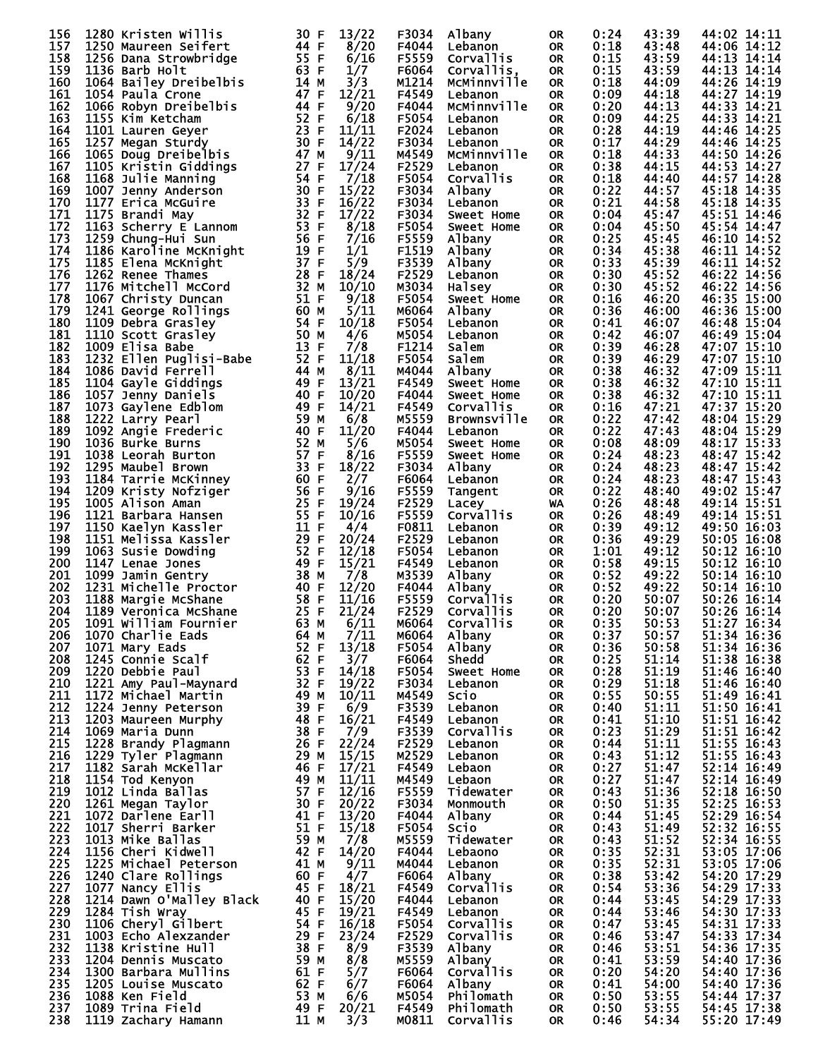| Place | Bib | Name | Age | Sex | Div Place | Division | City | State | Start | Chip Time | Gun Time | Pace |
|---|---|---|---|---|---|---|---|---|---|---|---|---|
| 156 | 1280 | Kristen Willis | 30 | F | 13/22 | F3034 | Albany | OR | 0:24 | 43:39 | 44:02 | 14:11 |
| 157 | 1250 | Maureen Seifert | 44 | F | 8/20 | F4044 | Lebanon | OR | 0:18 | 43:48 | 44:06 | 14:12 |
| 158 | 1256 | Dana Strowbridge | 55 | F | 6/16 | F5559 | Corvallis | OR | 0:15 | 43:59 | 44:13 | 14:14 |
| 159 | 1136 | Barb Holt | 63 | F | 1/7 | F6064 | Corvallis, | OR | 0:15 | 43:59 | 44:13 | 14:14 |
| 160 | 1064 | Bailey Dreibelbis | 14 | M | 3/3 | M1214 | McMinnville | OR | 0:18 | 44:09 | 44:26 | 14:19 |
| 161 | 1054 | Paula Crone | 47 | F | 12/21 | F4549 | Lebanon | OR | 0:09 | 44:18 | 44:27 | 14:19 |
| 162 | 1066 | Robyn Dreibelbis | 44 | F | 9/20 | F4044 | McMinnville | OR | 0:20 | 44:13 | 44:33 | 14:21 |
| 163 | 1155 | Kim Ketcham | 52 | F | 6/18 | F5054 | Lebanon | OR | 0:09 | 44:25 | 44:33 | 14:21 |
| 164 | 1101 | Lauren Geyer | 23 | F | 11/11 | F2024 | Lebanon | OR | 0:28 | 44:19 | 44:46 | 14:25 |
| 165 | 1257 | Megan Sturdy | 30 | F | 14/22 | F3034 | Lebanon | OR | 0:17 | 44:29 | 44:46 | 14:25 |
| 166 | 1065 | Doug Dreibelbis | 47 | M | 9/11 | M4549 | McMinnville | OR | 0:18 | 44:33 | 44:50 | 14:26 |
| 167 | 1105 | Kristin Giddings | 27 | F | 17/24 | F2529 | Lebanon | OR | 0:38 | 44:15 | 44:53 | 14:27 |
| 168 | 1168 | Julie Manning | 54 | F | 7/18 | F5054 | Corvallis | OR | 0:18 | 44:40 | 44:57 | 14:28 |
| 169 | 1007 | Jenny Anderson | 30 | F | 15/22 | F3034 | Albany | OR | 0:22 | 44:57 | 45:18 | 14:35 |
| 170 | 1177 | Erica McGuire | 33 | F | 16/22 | F3034 | Lebanon | OR | 0:21 | 44:58 | 45:18 | 14:35 |
| 171 | 1175 | Brandi May | 32 | F | 17/22 | F3034 | Sweet Home | OR | 0:04 | 45:47 | 45:51 | 14:46 |
| 172 | 1163 | Scherry E Lannom | 53 | F | 8/18 | F5054 | Sweet Home | OR | 0:04 | 45:50 | 45:54 | 14:47 |
| 173 | 1259 | Chung-Hui Sun | 56 | F | 7/16 | F5559 | Albany | OR | 0:25 | 45:45 | 46:10 | 14:52 |
| 174 | 1186 | Karoline McKnight | 19 | F | 1/1 | F1519 | Albany | OR | 0:34 | 45:38 | 46:11 | 14:52 |
| 175 | 1185 | Elena McKnight | 37 | F | 5/9 | F3539 | Albany | OR | 0:33 | 45:39 | 46:11 | 14:52 |
| 176 | 1262 | Renee Thames | 28 | F | 18/24 | F2529 | Lebanon | OR | 0:30 | 45:52 | 46:22 | 14:56 |
| 177 | 1176 | Mitchell McCord | 32 | M | 10/10 | M3034 | Halsey | OR | 0:30 | 45:52 | 46:22 | 14:56 |
| 178 | 1067 | Christy Duncan | 51 | F | 9/18 | F5054 | Sweet Home | OR | 0:16 | 46:20 | 46:35 | 15:00 |
| 179 | 1241 | George Rollings | 60 | M | 5/11 | M6064 | Albany | OR | 0:36 | 46:00 | 46:36 | 15:00 |
| 180 | 1109 | Debra Grasley | 54 | F | 10/18 | F5054 | Lebanon | OR | 0:41 | 46:07 | 46:48 | 15:04 |
| 181 | 1110 | Scott Grasley | 50 | M | 4/6 | M5054 | Lebanon | OR | 0:42 | 46:07 | 46:49 | 15:04 |
| 182 | 1009 | Elisa Babe | 13 | F | 7/8 | F1214 | Salem | OR | 0:39 | 46:28 | 47:07 | 15:10 |
| 183 | 1232 | Ellen Puglisi-Babe | 52 | F | 11/18 | F5054 | Salem | OR | 0:39 | 46:29 | 47:07 | 15:10 |
| 184 | 1086 | David Ferrell | 44 | M | 8/11 | M4044 | Albany | OR | 0:38 | 46:32 | 47:09 | 15:11 |
| 185 | 1104 | Gayle Giddings | 49 | F | 13/21 | F4549 | Sweet Home | OR | 0:38 | 46:32 | 47:10 | 15:11 |
| 186 | 1057 | Jenny Daniels | 40 | F | 10/20 | F4044 | Sweet Home | OR | 0:38 | 46:32 | 47:10 | 15:11 |
| 187 | 1073 | Gaylene Edblom | 49 | F | 14/21 | F4549 | Corvallis | OR | 0:16 | 47:21 | 47:37 | 15:20 |
| 188 | 1222 | Larry Pearl | 59 | M | 6/8 | M5559 | Brownsville | OR | 0:22 | 47:42 | 48:04 | 15:29 |
| 189 | 1092 | Angie Frederic | 40 | F | 11/20 | F4044 | Lebanon | OR | 0:22 | 47:43 | 48:04 | 15:29 |
| 190 | 1036 | Burke Burns | 52 | M | 5/6 | M5054 | Sweet Home | OR | 0:08 | 48:09 | 48:17 | 15:33 |
| 191 | 1038 | Leorah Burton | 57 | F | 8/16 | F5559 | Sweet Home | OR | 0:24 | 48:23 | 48:47 | 15:42 |
| 192 | 1295 | Maubel Brown | 33 | F | 18/22 | F3034 | Albany | OR | 0:24 | 48:23 | 48:47 | 15:42 |
| 193 | 1184 | Tarrie McKinney | 60 | F | 2/7 | F6064 | Lebanon | OR | 0:24 | 48:23 | 48:47 | 15:43 |
| 194 | 1209 | Kristy Nofziger | 56 | F | 9/16 | F5559 | Tangent | OR | 0:22 | 48:40 | 49:02 | 15:47 |
| 195 | 1005 | Alison Aman | 25 | F | 19/24 | F2529 | Lacey | WA | 0:26 | 48:48 | 49:14 | 15:51 |
| 196 | 1121 | Barbara Hansen | 55 | F | 10/16 | F5559 | Corvallis | OR | 0:26 | 48:49 | 49:14 | 15:51 |
| 197 | 1150 | Kaelyn Kassler | 11 | F | 4/4 | F0811 | Lebanon | OR | 0:39 | 49:12 | 49:50 | 16:03 |
| 198 | 1151 | Melissa Kassler | 29 | F | 20/24 | F2529 | Lebanon | OR | 0:36 | 49:29 | 50:05 | 16:08 |
| 199 | 1063 | Susie Dowding | 52 | F | 12/18 | F5054 | Lebanon | OR | 1:01 | 49:12 | 50:12 | 16:10 |
| 200 | 1147 | Lenae Jones | 49 | F | 15/21 | F4549 | Lebanon | OR | 0:58 | 49:15 | 50:12 | 16:10 |
| 201 | 1099 | Jamin Gentry | 38 | M | 7/8 | M3539 | Albany | OR | 0:52 | 49:22 | 50:14 | 16:10 |
| 202 | 1231 | Michelle Proctor | 40 | F | 12/20 | F4044 | Albany | OR | 0:52 | 49:22 | 50:14 | 16:10 |
| 203 | 1188 | Margie McShane | 58 | F | 11/16 | F5559 | Corvallis | OR | 0:20 | 50:07 | 50:26 | 16:14 |
| 204 | 1189 | Veronica McShane | 25 | F | 21/24 | F2529 | Corvallis | OR | 0:20 | 50:07 | 50:26 | 16:14 |
| 205 | 1091 | William Fournier | 63 | M | 6/11 | M6064 | Corvallis | OR | 0:35 | 50:53 | 51:27 | 16:34 |
| 206 | 1070 | Charlie Eads | 64 | M | 7/11 | M6064 | Albany | OR | 0:37 | 50:57 | 51:34 | 16:36 |
| 207 | 1071 | Mary Eads | 52 | F | 13/18 | F5054 | Albany | OR | 0:36 | 50:58 | 51:34 | 16:36 |
| 208 | 1245 | Connie Scalf | 62 | F | 3/7 | F6064 | Shedd | OR | 0:25 | 51:14 | 51:38 | 16:38 |
| 209 | 1220 | Debbie Paul | 53 | F | 14/18 | F5054 | Sweet Home | OR | 0:28 | 51:19 | 51:46 | 16:40 |
| 210 | 1221 | Amy Paul-Maynard | 32 | F | 19/22 | F3034 | Lebanon | OR | 0:29 | 51:18 | 51:46 | 16:40 |
| 211 | 1172 | Michael Martin | 49 | M | 10/11 | M4549 | Scio | OR | 0:55 | 50:55 | 51:49 | 16:41 |
| 212 | 1224 | Jenny Peterson | 39 | F | 6/9 | F3539 | Lebanon | OR | 0:40 | 51:11 | 51:50 | 16:41 |
| 213 | 1203 | Maureen Murphy | 48 | F | 16/21 | F4549 | Lebanon | OR | 0:41 | 51:10 | 51:51 | 16:42 |
| 214 | 1069 | Maria Dunn | 38 | F | 7/9 | F3539 | Corvallis | OR | 0:23 | 51:29 | 51:51 | 16:42 |
| 215 | 1228 | Brandy Plagmann | 26 | F | 22/24 | F2529 | Lebanon | OR | 0:44 | 51:11 | 51:55 | 16:43 |
| 216 | 1229 | Tyler Plagmann | 29 | M | 15/15 | M2529 | Lebanon | OR | 0:43 | 51:12 | 51:55 | 16:43 |
| 217 | 1182 | Sarah McKellar | 46 | F | 17/21 | F4549 | Lebaon | OR | 0:27 | 51:47 | 52:14 | 16:49 |
| 218 | 1154 | Tod Kenyon | 49 | M | 11/11 | M4549 | Lebaon | OR | 0:27 | 51:47 | 52:14 | 16:49 |
| 219 | 1012 | Linda Ballas | 57 | F | 12/16 | F5559 | Tidewater | OR | 0:43 | 51:36 | 52:18 | 16:50 |
| 220 | 1261 | Megan Taylor | 30 | F | 20/22 | F3034 | Monmouth | OR | 0:50 | 51:35 | 52:25 | 16:53 |
| 221 | 1072 | Darlene Earll | 41 | F | 13/20 | F4044 | Albany | OR | 0:44 | 51:45 | 52:29 | 16:54 |
| 222 | 1017 | Sherri Barker | 51 | F | 15/18 | F5054 | Scio | OR | 0:43 | 51:49 | 52:32 | 16:55 |
| 223 | 1013 | Mike Ballas | 59 | M | 7/8 | M5559 | Tidewater | OR | 0:43 | 51:52 | 52:34 | 16:55 |
| 224 | 1156 | Cheri Kidwell | 42 | F | 14/20 | F4044 | Lebaono | OR | 0:35 | 52:31 | 53:05 | 17:06 |
| 225 | 1225 | Michael Peterson | 41 | M | 9/11 | M4044 | Lebanon | OR | 0:35 | 52:31 | 53:05 | 17:06 |
| 226 | 1240 | Clare Rollings | 60 | F | 4/7 | F6064 | Albany | OR | 0:38 | 53:42 | 54:20 | 17:29 |
| 227 | 1077 | Nancy Ellis | 45 | F | 18/21 | F4549 | Corvallis | OR | 0:54 | 53:36 | 54:29 | 17:33 |
| 228 | 1214 | Dawn O'Malley Black | 40 | F | 15/20 | F4044 | Lebanon | OR | 0:44 | 53:45 | 54:29 | 17:33 |
| 229 | 1284 | Tish Wray | 45 | F | 19/21 | F4549 | Lebanon | OR | 0:44 | 53:46 | 54:30 | 17:33 |
| 230 | 1106 | Cheryl Gilbert | 54 | F | 16/18 | F5054 | Corvallis | OR | 0:47 | 53:45 | 54:31 | 17:33 |
| 231 | 1003 | Echo Alexzander | 29 | F | 23/24 | F2529 | Corvallis | OR | 0:46 | 53:47 | 54:33 | 17:34 |
| 232 | 1138 | Kristine Hull | 38 | F | 8/9 | F3539 | Albany | OR | 0:46 | 53:51 | 54:36 | 17:35 |
| 233 | 1204 | Dennis Muscato | 59 | M | 8/8 | M5559 | Albany | OR | 0:41 | 53:59 | 54:40 | 17:36 |
| 234 | 1300 | Barbara Mullins | 61 | F | 5/7 | F6064 | Corvallis | OR | 0:20 | 54:20 | 54:40 | 17:36 |
| 235 | 1205 | Louise Muscato | 62 | F | 6/7 | F6064 | Albany | OR | 0:41 | 54:00 | 54:40 | 17:36 |
| 236 | 1088 | Ken Field | 53 | M | 6/6 | M5054 | Philomath | OR | 0:50 | 53:55 | 54:44 | 17:37 |
| 237 | 1089 | Trina Field | 49 | F | 20/21 | F4549 | Philomath | OR | 0:50 | 53:55 | 54:45 | 17:38 |
| 238 | 1119 | Zachary Hamann | 11 | M | 3/3 | M0811 | Corvallis | OR | 0:46 | 54:34 | 55:20 | 17:49 |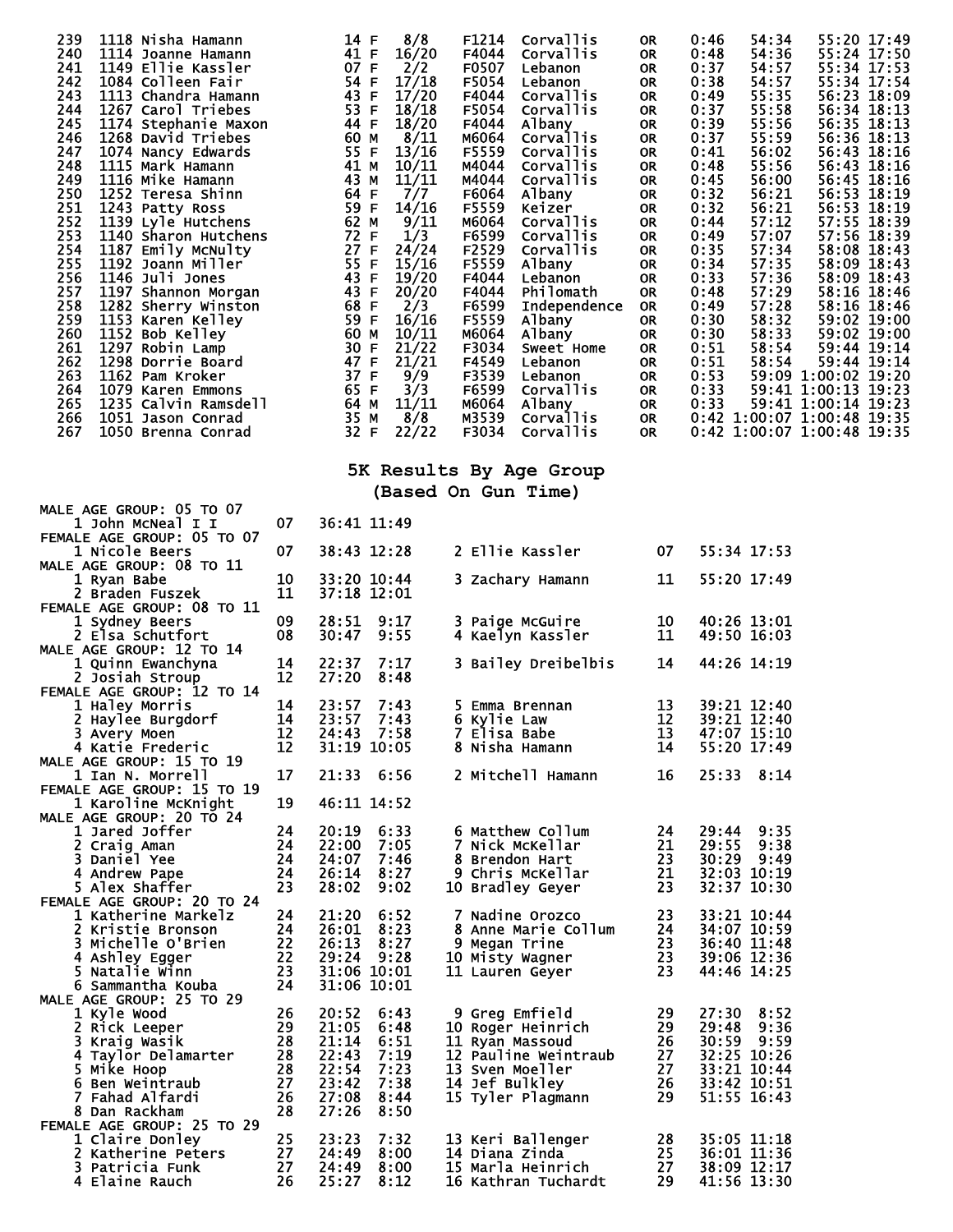| Place | Bib | Name | Age | Sex | Div Place | Div | City | State | Start Delay | Chip Time | Gun Time | Pace |
|---|---|---|---|---|---|---|---|---|---|---|---|---|
| 239 | 1118 | Nisha Hamann | 14 | F | 8/8 | F1214 | Corvallis | OR | 0:46 | 54:34 | 55:20 | 17:49 |
| 240 | 1114 | Joanne Hamann | 41 | F | 16/20 | F4044 | Corvallis | OR | 0:48 | 54:36 | 55:24 | 17:50 |
| 241 | 1149 | Ellie Kassler | 07 | F | 2/2 | F0507 | Lebanon | OR | 0:37 | 54:57 | 55:34 | 17:53 |
| 242 | 1084 | Colleen Fair | 54 | F | 17/18 | F5054 | Lebanon | OR | 0:38 | 54:57 | 55:34 | 17:54 |
| 243 | 1113 | Chandra Hamann | 43 | F | 17/20 | F4044 | Corvallis | OR | 0:49 | 55:35 | 56:23 | 18:09 |
| 244 | 1267 | Carol Triebes | 53 | F | 18/18 | F5054 | Corvallis | OR | 0:37 | 55:58 | 56:34 | 18:13 |
| 245 | 1174 | Stephanie Maxon | 44 | F | 18/20 | F4044 | Albany | OR | 0:39 | 55:56 | 56:35 | 18:13 |
| 246 | 1268 | David Triebes | 60 | M | 8/11 | M6064 | Corvallis | OR | 0:37 | 55:59 | 56:36 | 18:13 |
| 247 | 1074 | Nancy Edwards | 55 | F | 13/16 | F5559 | Corvallis | OR | 0:41 | 56:02 | 56:43 | 18:16 |
| 248 | 1115 | Mark Hamann | 41 | M | 10/11 | M4044 | Corvallis | OR | 0:48 | 55:56 | 56:43 | 18:16 |
| 249 | 1116 | Mike Hamann | 43 | M | 11/11 | M4044 | Corvallis | OR | 0:45 | 56:00 | 56:45 | 18:16 |
| 250 | 1252 | Teresa Shinn | 64 | F | 7/7 | F6064 | Albany | OR | 0:32 | 56:21 | 56:53 | 18:19 |
| 251 | 1243 | Patty Ross | 59 | F | 14/16 | F5559 | Keizer | OR | 0:32 | 56:21 | 56:53 | 18:19 |
| 252 | 1139 | Lyle Hutchens | 62 | M | 9/11 | M6064 | Corvallis | OR | 0:44 | 57:12 | 57:55 | 18:39 |
| 253 | 1140 | Sharon Hutchens | 72 | F | 1/3 | F6599 | Corvallis | OR | 0:49 | 57:07 | 57:56 | 18:39 |
| 254 | 1187 | Emily McNulty | 27 | F | 24/24 | F2529 | Corvallis | OR | 0:35 | 57:34 | 58:08 | 18:43 |
| 255 | 1192 | Joann Miller | 55 | F | 15/16 | F5559 | Albany | OR | 0:34 | 57:35 | 58:09 | 18:43 |
| 256 | 1146 | Juli Jones | 43 | F | 19/20 | F4044 | Lebanon | OR | 0:33 | 57:36 | 58:09 | 18:43 |
| 257 | 1197 | Shannon Morgan | 43 | F | 20/20 | F4044 | Philomath | OR | 0:48 | 57:29 | 58:16 | 18:46 |
| 258 | 1282 | Sherry Winston | 68 | F | 2/3 | F6599 | Independence | OR | 0:49 | 57:28 | 58:16 | 18:46 |
| 259 | 1153 | Karen Kelley | 59 | F | 16/16 | F5559 | Albany | OR | 0:30 | 58:32 | 59:02 | 19:00 |
| 260 | 1152 | Bob Kelley | 60 | M | 10/11 | M6064 | Albany | OR | 0:30 | 58:33 | 59:02 | 19:00 |
| 261 | 1297 | Robin Lamp | 30 | F | 21/22 | F3034 | Sweet Home | OR | 0:51 | 58:54 | 59:44 | 19:14 |
| 262 | 1298 | Dorrie Board | 47 | F | 21/21 | F4549 | Lebanon | OR | 0:51 | 58:54 | 59:44 | 19:14 |
| 263 | 1162 | Pam Kroker | 37 | F | 9/9 | F3539 | Lebanon | OR | 0:53 | 59:09 | 1:00:02 | 19:20 |
| 264 | 1079 | Karen Emmons | 65 | F | 3/3 | F6599 | Corvallis | OR | 0:33 | 59:41 | 1:00:13 | 19:23 |
| 265 | 1235 | Calvin Ramsdell | 64 | M | 11/11 | M6064 | Albany | OR | 0:33 | 59:41 | 1:00:14 | 19:23 |
| 266 | 1051 | Jason Conrad | 35 | M | 8/8 | M3539 | Corvallis | OR | 0:42 | 1:00:07 | 1:00:48 | 19:35 |
| 267 | 1050 | Brenna Conrad | 32 | F | 22/22 | F3034 | Corvallis | OR | 0:42 | 1:00:07 | 1:00:48 | 19:35 |

## 5K Results By Age Group
### (Based On Gun Time)

**MALE AGE GROUP: 05 TO 07**

| Place | Name | Age | Time | Pace |
|---|---|---|---|---|
| 1 | John McNeal I I | 07 | 36:41 | 11:49 |

**FEMALE AGE GROUP: 05 TO 07**

| Place | Name | Age | Time | Pace |
|---|---|---|---|---|
| 1 | Nicole Beers | 07 | 38:43 | 12:28 |
| 2 | Ellie Kassler | 07 | 55:34 | 17:53 |

**MALE AGE GROUP: 08 TO 11**

| Place | Name | Age | Time | Pace |
|---|---|---|---|---|
| 1 | Ryan Babe | 10 | 33:20 | 10:44 |
| 2 | Braden Fuszek | 11 | 37:18 | 12:01 |
| 3 | Zachary Hamann | 11 | 55:20 | 17:49 |

**FEMALE AGE GROUP: 08 TO 11**

| Place | Name | Age | Time | Pace |
|---|---|---|---|---|
| 1 | Sydney Beers | 09 | 28:51 | 9:17 |
| 2 | Elsa Schutfort | 08 | 30:47 | 9:55 |
| 3 | Paige McGuire | 10 | 40:26 | 13:01 |
| 4 | Kaelyn Kassler | 11 | 49:50 | 16:03 |

**MALE AGE GROUP: 12 TO 14**

| Place | Name | Age | Time | Pace |
|---|---|---|---|---|
| 1 | Quinn Ewanchyna | 14 | 22:37 | 7:17 |
| 2 | Josiah Stroup | 12 | 27:20 | 8:48 |
| 3 | Bailey Dreibelbis | 14 | 44:26 | 14:19 |

**FEMALE AGE GROUP: 12 TO 14**

| Place | Name | Age | Time | Pace |
|---|---|---|---|---|
| 1 | Haley Morris | 14 | 23:57 | 7:43 |
| 2 | Haylee Burgdorf | 14 | 23:57 | 7:43 |
| 3 | Avery Moen | 12 | 24:43 | 7:58 |
| 4 | Katie Frederic | 12 | 31:19 | 10:05 |
| 5 | Emma Brennan | 13 | 39:21 | 12:40 |
| 6 | Kylie Law | 12 | 39:21 | 12:40 |
| 7 | Elisa Babe | 13 | 47:07 | 15:10 |
| 8 | Nisha Hamann | 14 | 55:20 | 17:49 |

**MALE AGE GROUP: 15 TO 19**

| Place | Name | Age | Time | Pace |
|---|---|---|---|---|
| 1 | Ian N. Morrell | 17 | 21:33 | 6:56 |
| 2 | Mitchell Hamann | 16 | 25:33 | 8:14 |

**FEMALE AGE GROUP: 15 TO 19**

| Place | Name | Age | Time | Pace |
|---|---|---|---|---|
| 1 | Karoline McKnight | 19 | 46:11 | 14:52 |

**MALE AGE GROUP: 20 TO 24**

| Place | Name | Age | Time | Pace |
|---|---|---|---|---|
| 1 | Jared Joffer | 24 | 20:19 | 6:33 |
| 2 | Craig Aman | 24 | 22:00 | 7:05 |
| 3 | Daniel Yee | 24 | 24:07 | 7:46 |
| 4 | Andrew Pape | 24 | 26:14 | 8:27 |
| 5 | Alex Shaffer | 23 | 28:02 | 9:02 |
| 6 | Matthew Collum | 24 | 29:44 | 9:35 |
| 7 | Nick McKellar | 21 | 29:55 | 9:38 |
| 8 | Brendon Hart | 23 | 30:29 | 9:49 |
| 9 | Chris McKellar | 21 | 32:03 | 10:19 |
| 10 | Bradley Geyer | 23 | 32:37 | 10:30 |

**FEMALE AGE GROUP: 20 TO 24**

| Place | Name | Age | Time | Pace |
|---|---|---|---|---|
| 1 | Katherine Markelz | 24 | 21:20 | 6:52 |
| 2 | Kristie Bronson | 24 | 26:01 | 8:23 |
| 3 | Michelle O'Brien | 22 | 26:13 | 8:27 |
| 4 | Ashley Egger | 22 | 29:24 | 9:28 |
| 5 | Natalie Winn | 23 | 31:06 | 10:01 |
| 6 | Sammantha Kouba | 24 | 31:06 | 10:01 |
| 7 | Nadine Orozco | 23 | 33:21 | 10:44 |
| 8 | Anne Marie Collum | 24 | 34:07 | 10:59 |
| 9 | Megan Trine | 23 | 36:40 | 11:48 |
| 10 | Misty Wagner | 23 | 39:06 | 12:36 |
| 11 | Lauren Geyer | 23 | 44:46 | 14:25 |

**MALE AGE GROUP: 25 TO 29**

| Place | Name | Age | Time | Pace |
|---|---|---|---|---|
| 1 | Kyle Wood | 26 | 20:52 | 6:43 |
| 2 | Rick Leeper | 29 | 21:05 | 6:48 |
| 3 | Kraig Wasik | 28 | 21:14 | 6:51 |
| 4 | Taylor Delamarter | 28 | 22:43 | 7:19 |
| 5 | Mike Hoop | 28 | 22:54 | 7:23 |
| 6 | Ben Weintraub | 27 | 23:42 | 7:38 |
| 7 | Fahad Alfardi | 26 | 27:08 | 8:44 |
| 8 | Dan Rackham | 28 | 27:26 | 8:50 |
| 9 | Greg Emfield | 29 | 27:30 | 8:52 |
| 10 | Roger Heinrich | 29 | 29:48 | 9:36 |
| 11 | Ryan Massoud | 26 | 30:59 | 9:59 |
| 12 | Pauline Weintraub | 27 | 32:25 | 10:26 |
| 13 | Sven Moeller | 27 | 33:21 | 10:44 |
| 14 | Jef Bulkley | 26 | 33:42 | 10:51 |
| 15 | Tyler Plagmann | 29 | 51:55 | 16:43 |

**FEMALE AGE GROUP: 25 TO 29**

| Place | Name | Age | Time | Pace |
|---|---|---|---|---|
| 1 | Claire Donley | 25 | 23:23 | 7:32 |
| 2 | Katherine Peters | 27 | 24:49 | 8:00 |
| 3 | Patricia Funk | 27 | 24:49 | 8:00 |
| 4 | Elaine Rauch | 26 | 25:27 | 8:12 |
| 13 | Keri Ballenger | 28 | 35:05 | 11:18 |
| 14 | Diana Zinda | 25 | 36:01 | 11:36 |
| 15 | Marla Heinrich | 27 | 38:09 | 12:17 |
| 16 | Kathran Tuchardt | 29 | 41:56 | 13:30 |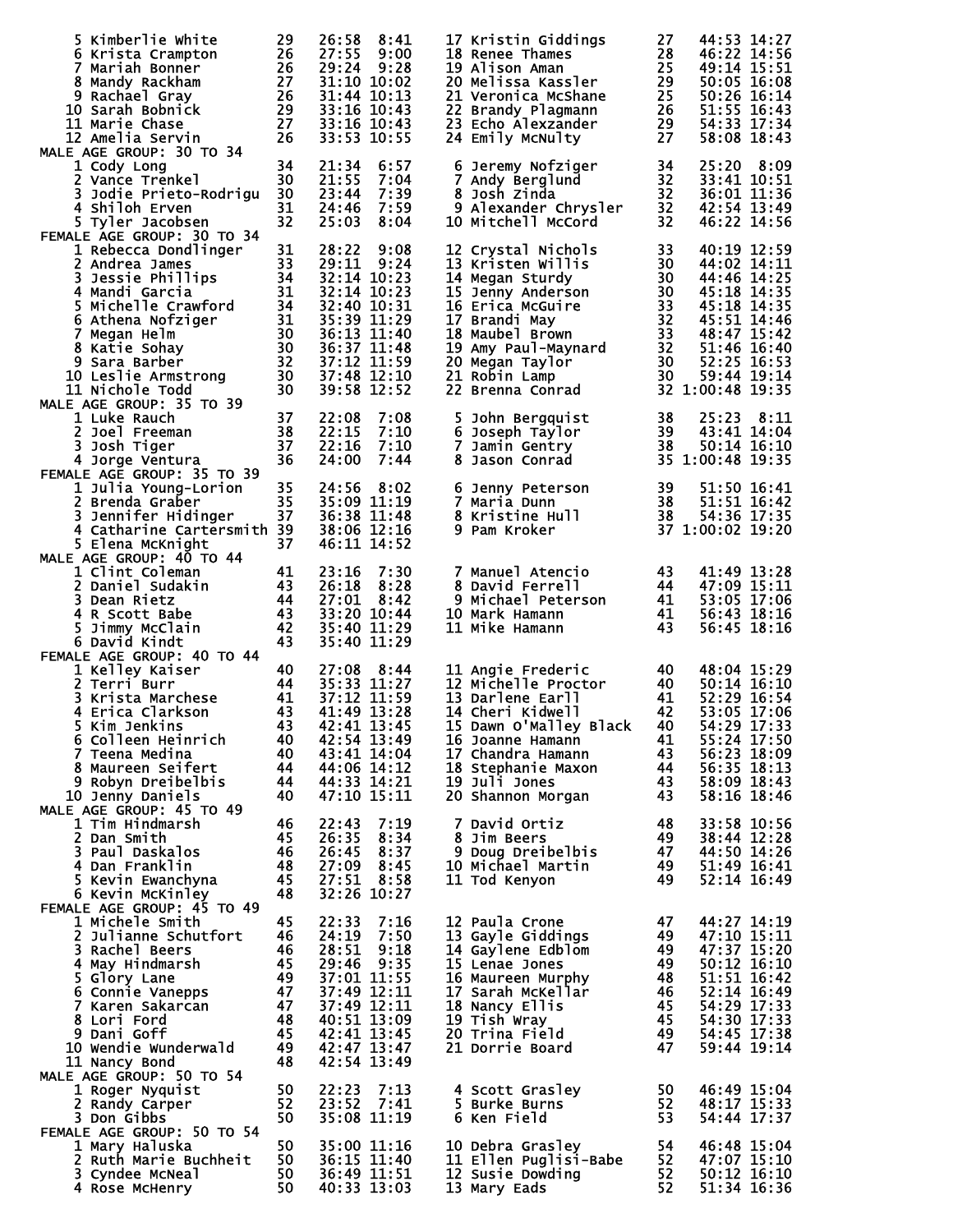| Place | Name | Age | Time | Pace | Place | Name | Age | Time | Pace |
|---|---|---|---|---|---|---|---|---|---|
| 5 | Kimberlie White | 29 | 26:58 | 8:41 | 17 | Kristin Giddings | 27 | 44:53 | 14:27 |
| 6 | Krista Crampton | 26 | 27:55 | 9:00 | 18 | Renee Thames | 28 | 46:22 | 14:56 |
| 7 | Mariah Bonner | 26 | 29:24 | 9:28 | 19 | Alison Aman | 25 | 49:14 | 15:51 |
| 8 | Mandy Rackham | 27 | 31:10 | 10:02 | 20 | Melissa Kassler | 29 | 50:05 | 16:08 |
| 9 | Rachael Gray | 26 | 31:44 | 10:13 | 21 | Veronica McShane | 25 | 50:26 | 16:14 |
| 10 | Sarah Bobnick | 29 | 33:16 | 10:43 | 22 | Brandy Plagmann | 26 | 51:55 | 16:43 |
| 11 | Marie Chase | 27 | 33:16 | 10:43 | 23 | Echo Alexzander | 29 | 54:33 | 17:34 |
| 12 | Amelia Servin | 26 | 33:53 | 10:55 | 24 | Emily McNulty | 27 | 58:08 | 18:43 |

MALE AGE GROUP: 30 TO 34

| Place | Name | Age | Time | Pace | Place | Name | Age | Time | Pace |
|---|---|---|---|---|---|---|---|---|---|
| 1 | Cody Long | 34 | 21:34 | 6:57 | 6 | Jeremy Nofziger | 34 | 25:20 | 8:09 |
| 2 | Vance Trenkel | 30 | 21:55 | 7:04 | 7 | Andy Berglund | 32 | 33:41 | 10:51 |
| 3 | Jodie Prieto-Rodrigu | 30 | 23:44 | 7:39 | 8 | Josh Zinda | 32 | 36:01 | 11:36 |
| 4 | Shiloh Erven | 31 | 24:46 | 7:59 | 9 | Alexander Chrysler | 32 | 42:54 | 13:49 |
| 5 | Tyler Jacobsen | 32 | 25:03 | 8:04 | 10 | Mitchell McCord | 32 | 46:22 | 14:56 |

FEMALE AGE GROUP: 30 TO 34

| Place | Name | Age | Time | Pace | Place | Name | Age | Time | Pace |
|---|---|---|---|---|---|---|---|---|---|
| 1 | Rebecca Dondlinger | 31 | 28:22 | 9:08 | 12 | Crystal Nichols | 33 | 40:19 | 12:59 |
| 2 | Andrea James | 33 | 29:11 | 9:24 | 13 | Kristen Willis | 30 | 44:02 | 14:11 |
| 3 | Jessie Phillips | 34 | 32:14 | 10:23 | 14 | Megan Sturdy | 30 | 44:46 | 14:25 |
| 4 | Mandi Garcia | 31 | 32:14 | 10:23 | 15 | Jenny Anderson | 30 | 45:18 | 14:35 |
| 5 | Michelle Crawford | 34 | 32:40 | 10:31 | 16 | Erica McGuire | 33 | 45:18 | 14:35 |
| 6 | Athena Nofziger | 31 | 35:39 | 11:29 | 17 | Brandi May | 32 | 45:51 | 14:46 |
| 7 | Megan Helm | 30 | 36:13 | 11:40 | 18 | Maubel Brown | 33 | 48:47 | 15:42 |
| 8 | Katie Sohay | 30 | 36:37 | 11:48 | 19 | Amy Paul-Maynard | 32 | 51:46 | 16:40 |
| 9 | Sara Barber | 32 | 37:12 | 11:59 | 20 | Megan Taylor | 30 | 52:25 | 16:53 |
| 10 | Leslie Armstrong | 30 | 37:48 | 12:10 | 21 | Robin Lamp | 30 | 59:44 | 19:14 |
| 11 | Nichole Todd | 30 | 39:58 | 12:52 | 22 | Brenna Conrad | 32 | 1:00:48 | 19:35 |

MALE AGE GROUP: 35 TO 39

| Place | Name | Age | Time | Pace | Place | Name | Age | Time | Pace |
|---|---|---|---|---|---|---|---|---|---|
| 1 | Luke Rauch | 37 | 22:08 | 7:08 | 5 | John Bergquist | 38 | 25:23 | 8:11 |
| 2 | Joel Freeman | 38 | 22:15 | 7:10 | 6 | Joseph Taylor | 39 | 43:41 | 14:04 |
| 3 | Josh Tiger | 37 | 22:16 | 7:10 | 7 | Jamin Gentry | 38 | 50:14 | 16:10 |
| 4 | Jorge Ventura | 36 | 24:00 | 7:44 | 8 | Jason Conrad | 35 | 1:00:48 | 19:35 |

FEMALE AGE GROUP: 35 TO 39

| Place | Name | Age | Time | Pace | Place | Name | Age | Time | Pace |
|---|---|---|---|---|---|---|---|---|---|
| 1 | Julia Young-Lorion | 35 | 24:56 | 8:02 | 6 | Jenny Peterson | 39 | 51:50 | 16:41 |
| 2 | Brenda Graber | 35 | 35:09 | 11:19 | 7 | Maria Dunn | 38 | 51:51 | 16:42 |
| 3 | Jennifer Hidinger | 37 | 36:38 | 11:48 | 8 | Kristine Hull | 38 | 54:36 | 17:35 |
| 4 | Catharine Cartersmith | 39 | 38:06 | 12:16 | 9 | Pam Kroker | 37 | 1:00:02 | 19:20 |
| 5 | Elena McKnight | 37 | 46:11 | 14:52 | | | | | |

MALE AGE GROUP: 40 TO 44

| Place | Name | Age | Time | Pace | Place | Name | Age | Time | Pace |
|---|---|---|---|---|---|---|---|---|---|
| 1 | Clint Coleman | 41 | 23:16 | 7:30 | 7 | Manuel Atencio | 43 | 41:49 | 13:28 |
| 2 | Daniel Sudakin | 43 | 26:18 | 8:28 | 8 | David Ferrell | 44 | 47:09 | 15:11 |
| 3 | Dean Rietz | 44 | 27:01 | 8:42 | 9 | Michael Peterson | 41 | 53:05 | 17:06 |
| 4 | R Scott Babe | 43 | 33:20 | 10:44 | 10 | Mark Hamann | 41 | 56:43 | 18:16 |
| 5 | Jimmy McClain | 42 | 35:40 | 11:29 | 11 | Mike Hamann | 43 | 56:45 | 18:16 |
| 6 | David Kindt | 43 | 35:40 | 11:29 | | | | | |

FEMALE AGE GROUP: 40 TO 44

| Place | Name | Age | Time | Pace | Place | Name | Age | Time | Pace |
|---|---|---|---|---|---|---|---|---|---|
| 1 | Kelley Kaiser | 40 | 27:08 | 8:44 | 11 | Angie Frederic | 40 | 48:04 | 15:29 |
| 2 | Terri Burr | 44 | 35:33 | 11:27 | 12 | Michelle Proctor | 40 | 50:14 | 16:10 |
| 3 | Krista Marchese | 41 | 37:12 | 11:59 | 13 | Darlene Earll | 41 | 52:29 | 16:54 |
| 4 | Erica Clarkson | 43 | 41:49 | 13:28 | 14 | Cheri Kidwell | 42 | 53:05 | 17:06 |
| 5 | Kim Jenkins | 43 | 42:41 | 13:45 | 15 | Dawn O'Malley Black | 40 | 54:29 | 17:33 |
| 6 | Colleen Heinrich | 40 | 42:54 | 13:49 | 16 | Joanne Hamann | 41 | 55:24 | 17:50 |
| 7 | Teena Medina | 40 | 43:41 | 14:04 | 17 | Chandra Hamann | 43 | 56:23 | 18:09 |
| 8 | Maureen Seifert | 44 | 44:06 | 14:12 | 18 | Stephanie Maxon | 44 | 56:35 | 18:13 |
| 9 | Robyn Dreibelbis | 44 | 44:33 | 14:21 | 19 | Juli Jones | 43 | 58:09 | 18:43 |
| 10 | Jenny Daniels | 40 | 47:10 | 15:11 | 20 | Shannon Morgan | 43 | 58:16 | 18:46 |

MALE AGE GROUP: 45 TO 49

| Place | Name | Age | Time | Pace | Place | Name | Age | Time | Pace |
|---|---|---|---|---|---|---|---|---|---|
| 1 | Tim Hindmarsh | 46 | 22:43 | 7:19 | 7 | David Ortiz | 48 | 33:58 | 10:56 |
| 2 | Dan Smith | 45 | 26:35 | 8:34 | 8 | Jim Beers | 49 | 38:44 | 12:28 |
| 3 | Paul Daskalos | 46 | 26:45 | 8:37 | 9 | Doug Dreibelbis | 47 | 44:50 | 14:26 |
| 4 | Dan Franklin | 48 | 27:09 | 8:45 | 10 | Michael Martin | 49 | 51:49 | 16:41 |
| 5 | Kevin Ewanchyna | 45 | 27:51 | 8:58 | 11 | Tod Kenyon | 49 | 52:14 | 16:49 |
| 6 | Kevin McKinley | 48 | 32:26 | 10:27 | | | | | |

FEMALE AGE GROUP: 45 TO 49

| Place | Name | Age | Time | Pace | Place | Name | Age | Time | Pace |
|---|---|---|---|---|---|---|---|---|---|
| 1 | Michele Smith | 45 | 22:33 | 7:16 | 12 | Paula Crone | 47 | 44:27 | 14:19 |
| 2 | Julianne Schutfort | 46 | 24:19 | 7:50 | 13 | Gayle Giddings | 49 | 47:10 | 15:11 |
| 3 | Rachel Beers | 46 | 28:51 | 9:18 | 14 | Gaylene Edblom | 49 | 47:37 | 15:20 |
| 4 | May Hindmarsh | 45 | 29:46 | 9:35 | 15 | Lenae Jones | 49 | 50:12 | 16:10 |
| 5 | Glory Lane | 49 | 37:01 | 11:55 | 16 | Maureen Murphy | 48 | 51:51 | 16:42 |
| 6 | Connie Vanepps | 47 | 37:49 | 12:11 | 17 | Sarah McKellar | 46 | 52:14 | 16:49 |
| 7 | Karen Sakarcan | 47 | 37:49 | 12:11 | 18 | Nancy Ellis | 45 | 54:29 | 17:33 |
| 8 | Lori Ford | 48 | 40:51 | 13:09 | 19 | Tish Wray | 45 | 54:30 | 17:33 |
| 9 | Dani Goff | 45 | 42:41 | 13:45 | 20 | Trina Field | 49 | 54:45 | 17:38 |
| 10 | Wendie Wunderwald | 49 | 42:47 | 13:47 | 21 | Dorrie Board | 47 | 59:44 | 19:14 |
| 11 | Nancy Bond | 48 | 42:54 | 13:49 | | | | | |

MALE AGE GROUP: 50 TO 54

| Place | Name | Age | Time | Pace | Place | Name | Age | Time | Pace |
|---|---|---|---|---|---|---|---|---|---|
| 1 | Roger Nyquist | 50 | 22:23 | 7:13 | 4 | Scott Grasley | 50 | 46:49 | 15:04 |
| 2 | Randy Carper | 52 | 23:52 | 7:41 | 5 | Burke Burns | 52 | 48:17 | 15:33 |
| 3 | Don Gibbs | 50 | 35:08 | 11:19 | 6 | Ken Field | 53 | 54:44 | 17:37 |

FEMALE AGE GROUP: 50 TO 54

| Place | Name | Age | Time | Pace | Place | Name | Age | Time | Pace |
|---|---|---|---|---|---|---|---|---|---|
| 1 | Mary Haluska | 50 | 35:00 | 11:16 | 10 | Debra Grasley | 54 | 46:48 | 15:04 |
| 2 | Ruth Marie Buchheit | 50 | 36:15 | 11:40 | 11 | Ellen Puglisi-Babe | 52 | 47:07 | 15:10 |
| 3 | Cyndee McNeal | 50 | 36:49 | 11:51 | 12 | Susie Dowding | 52 | 50:12 | 16:10 |
| 4 | Rose McHenry | 50 | 40:33 | 13:03 | 13 | Mary Eads | 52 | 51:34 | 16:36 |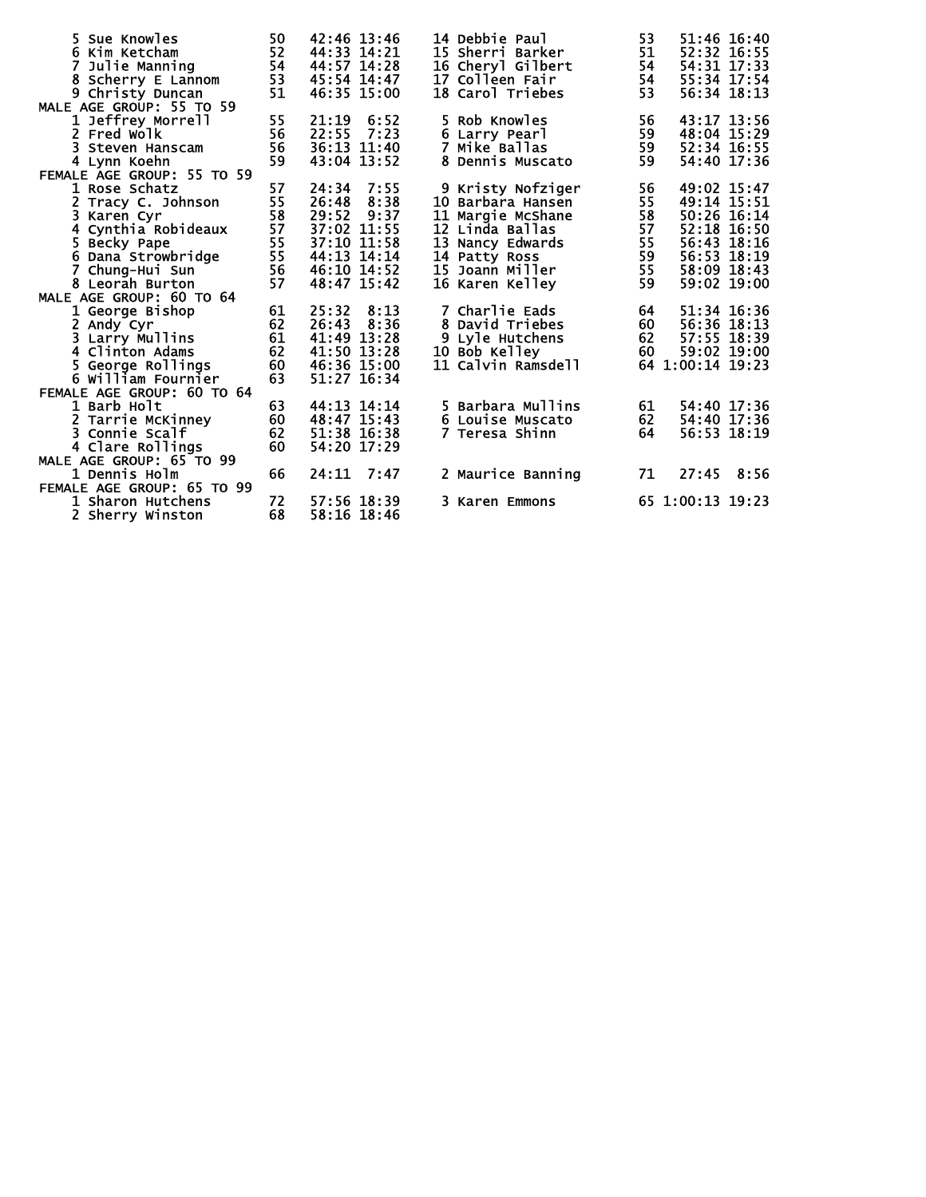| | | | | | | | | |
|---|---|---|---|---|---|---|---|---|
| 5 | Sue Knowles | 50 | 42:46 | 13:46 | 14 | Debbie Paul | 53 | 51:46 16:40 |
| 6 | Kim Ketcham | 52 | 44:33 | 14:21 | 15 | Sherri Barker | 51 | 52:32 16:55 |
| 7 | Julie Manning | 54 | 44:57 | 14:28 | 16 | Cheryl Gilbert | 54 | 54:31 17:33 |
| 8 | Scherry E Lannom | 53 | 45:54 | 14:47 | 17 | Colleen Fair | 54 | 55:34 17:54 |
| 9 | Christy Duncan | 51 | 46:35 | 15:00 | 18 | Carol Triebes | 53 | 56:34 18:13 |

MALE AGE GROUP: 55 TO 59

| | | | | | | | | |
|---|---|---|---|---|---|---|---|---|
| 1 | Jeffrey Morrell | 55 | 21:19 | 6:52 | 5 | Rob Knowles | 56 | 43:17 13:56 |
| 2 | Fred Wolk | 56 | 22:55 | 7:23 | 6 | Larry Pearl | 59 | 48:04 15:29 |
| 3 | Steven Hanscam | 56 | 36:13 | 11:40 | 7 | Mike Ballas | 59 | 52:34 16:55 |
| 4 | Lynn Koehn | 59 | 43:04 | 13:52 | 8 | Dennis Muscato | 59 | 54:40 17:36 |

FEMALE AGE GROUP: 55 TO 59

| | | | | | | | | |
|---|---|---|---|---|---|---|---|---|
| 1 | Rose Schatz | 57 | 24:34 | 7:55 | 9 | Kristy Nofziger | 56 | 49:02 15:47 |
| 2 | Tracy C. Johnson | 55 | 26:48 | 8:38 | 10 | Barbara Hansen | 55 | 49:14 15:51 |
| 3 | Karen Cyr | 58 | 29:52 | 9:37 | 11 | Margie McShane | 58 | 50:26 16:14 |
| 4 | Cynthia Robideaux | 57 | 37:02 | 11:55 | 12 | Linda Ballas | 57 | 52:18 16:50 |
| 5 | Becky Pape | 55 | 37:10 | 11:58 | 13 | Nancy Edwards | 55 | 56:43 18:16 |
| 6 | Dana Strowbridge | 55 | 44:13 | 14:14 | 14 | Patty Ross | 59 | 56:53 18:19 |
| 7 | Chung-Hui Sun | 56 | 46:10 | 14:52 | 15 | Joann Miller | 55 | 58:09 18:43 |
| 8 | Leorah Burton | 57 | 48:47 | 15:42 | 16 | Karen Kelley | 59 | 59:02 19:00 |

MALE AGE GROUP: 60 TO 64

| | | | | | | | | |
|---|---|---|---|---|---|---|---|---|
| 1 | George Bishop | 61 | 25:32 | 8:13 | 7 | Charlie Eads | 64 | 51:34 16:36 |
| 2 | Andy Cyr | 62 | 26:43 | 8:36 | 8 | David Triebes | 60 | 56:36 18:13 |
| 3 | Larry Mullins | 61 | 41:49 | 13:28 | 9 | Lyle Hutchens | 62 | 57:55 18:39 |
| 4 | Clinton Adams | 62 | 41:50 | 13:28 | 10 | Bob Kelley | 60 | 59:02 19:00 |
| 5 | George Rollings | 60 | 46:36 | 15:00 | 11 | Calvin Ramsdell | 64 | 1:00:14 19:23 |
| 6 | William Fournier | 63 | 51:27 | 16:34 | | | | |

FEMALE AGE GROUP: 60 TO 64

| | | | | | | | | |
|---|---|---|---|---|---|---|---|---|
| 1 | Barb Holt | 63 | 44:13 | 14:14 | 5 | Barbara Mullins | 61 | 54:40 17:36 |
| 2 | Tarrie McKinney | 60 | 48:47 | 15:43 | 6 | Louise Muscato | 62 | 54:40 17:36 |
| 3 | Connie Scalf | 62 | 51:38 | 16:38 | 7 | Teresa Shinn | 64 | 56:53 18:19 |
| 4 | Clare Rollings | 60 | 54:20 | 17:29 | | | | |

MALE AGE GROUP: 65 TO 99

| | | | | | | | | |
|---|---|---|---|---|---|---|---|---|
| 1 | Dennis Holm | 66 | 24:11 | 7:47 | 2 | Maurice Banning | 71 | 27:45 8:56 |

FEMALE AGE GROUP: 65 TO 99

| | | | | | | | | |
|---|---|---|---|---|---|---|---|---|
| 1 | Sharon Hutchens | 72 | 57:56 | 18:39 | 3 | Karen Emmons | 65 | 1:00:13 19:23 |
| 2 | Sherry Winston | 68 | 58:16 | 18:46 | | | | |